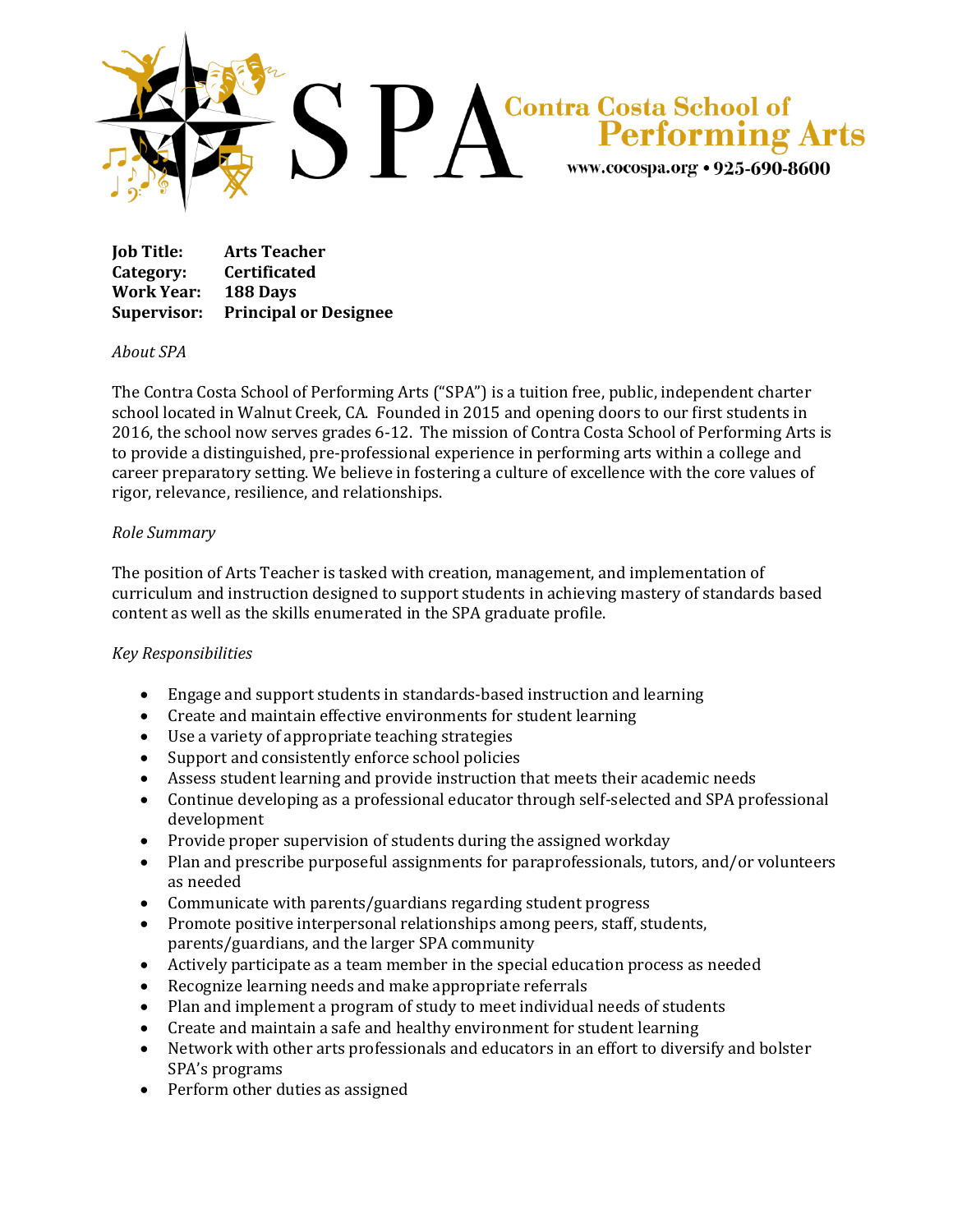SPA Contra Costa School of Performing Arts

www.cocospa.org • 925-690-8600

**Job Title:** **Arts Teacher**
**Category:** **Certificated**
**Work Year:** **188 Days**
**Supervisor:** **Principal or Designee**

*About SPA*

The Contra Costa School of Performing Arts ("SPA") is a tuition free, public, independent charter school located in Walnut Creek, CA. Founded in 2015 and opening doors to our first students in 2016, the school now serves grades 6-12. The mission of Contra Costa School of Performing Arts is to provide a distinguished, pre-professional experience in performing arts within a college and career preparatory setting. We believe in fostering a culture of excellence with the core values of rigor, relevance, resilience, and relationships.

*Role Summary*

The position of Arts Teacher is tasked with creation, management, and implementation of curriculum and instruction designed to support students in achieving mastery of standards based content as well as the skills enumerated in the SPA graduate profile.

*Key Responsibilities*

- Engage and support students in standards-based instruction and learning
- Create and maintain effective environments for student learning
- Use a variety of appropriate teaching strategies
- Support and consistently enforce school policies
- Assess student learning and provide instruction that meets their academic needs
- Continue developing as a professional educator through self-selected and SPA professional development
- Provide proper supervision of students during the assigned workday
- Plan and prescribe purposeful assignments for paraprofessionals, tutors, and/or volunteers as needed
- Communicate with parents/guardians regarding student progress
- Promote positive interpersonal relationships among peers, staff, students, parents/guardians, and the larger SPA community
- Actively participate as a team member in the special education process as needed
- Recognize learning needs and make appropriate referrals
- Plan and implement a program of study to meet individual needs of students
- Create and maintain a safe and healthy environment for student learning
- Network with other arts professionals and educators in an effort to diversify and bolster SPA's programs
- Perform other duties as assigned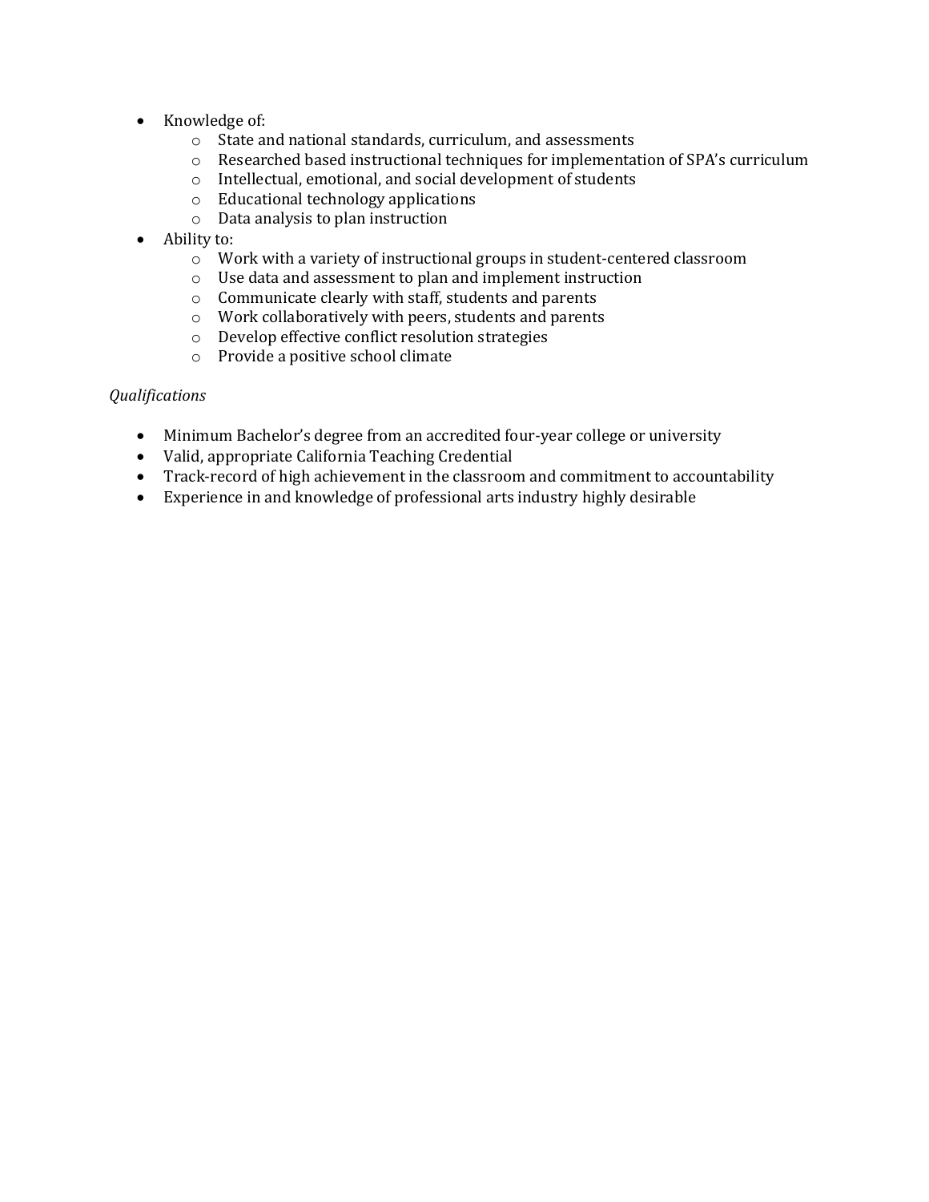- Knowledge of:
    - State and national standards, curriculum, and assessments
    - Researched based instructional techniques for implementation of SPA's curriculum
    - Intellectual, emotional, and social development of students
    - Educational technology applications
    - Data analysis to plan instruction
- Ability to:
    - Work with a variety of instructional groups in student-centered classroom
    - Use data and assessment to plan and implement instruction
    - Communicate clearly with staff, students and parents
    - Work collaboratively with peers, students and parents
    - Develop effective conflict resolution strategies
    - Provide a positive school climate

*Qualifications*

- Minimum Bachelor's degree from an accredited four-year college or university
- Valid, appropriate California Teaching Credential
- Track-record of high achievement in the classroom and commitment to accountability
- Experience in and knowledge of professional arts industry highly desirable